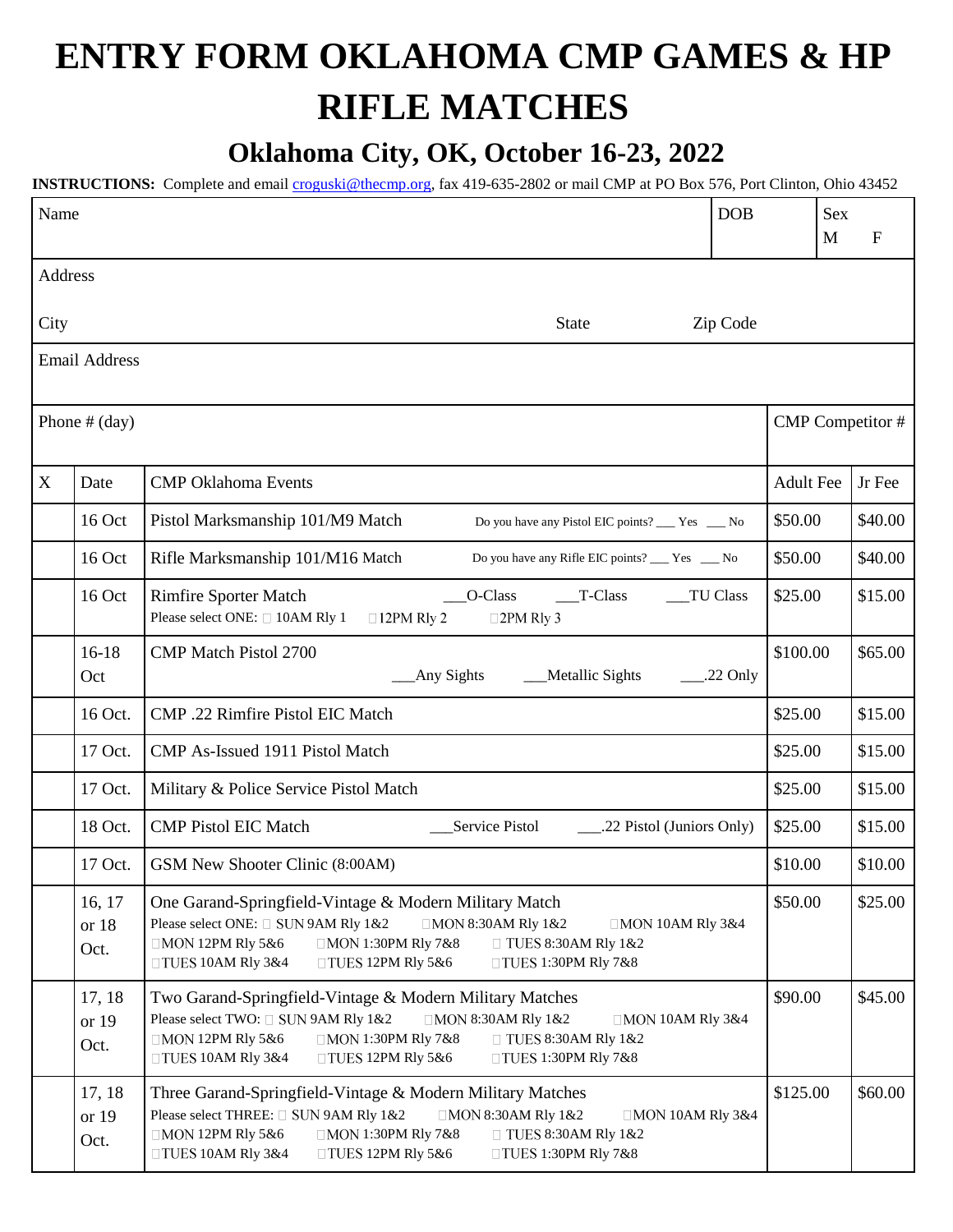# ENTRY FORM OKLAHOMA CMP GAMES & HP RIFLE MATCHES

## Oklahoma City, OK, October 16-23, 2022

**INSTRUCTIONS:** Complete and email croguski@thecmp.org, fax 419-635-2802 or mail CMP at PO Box 576, Port Clinton, Ohio 43452

| Name | DOB | Sex M F |
|---|---|---|
| Address | | |
| City State Zip Code | | |
| Email Address | | |
| Phone # (day) | CMP Competitor # | |

| X | Date | CMP Oklahoma Events | Adult Fee | Jr Fee |
|---|---|---|---|---|
| | 16 Oct | Pistol Marksmanship 101/M9 Match Do you have any Pistol EIC points? ___ Yes ___ No | $50.00 | $40.00 |
| | 16 Oct | Rifle Marksmanship 101/M16 Match Do you have any Rifle EIC points? ___ Yes ___ No | $50.00 | $40.00 |
| | 16 Oct | Rimfire Sporter Match ___O-Class ___T-Class ___TU Class<br>Please select ONE: ☐ 10AM Rly 1 ☐12PM Rly 2 ☐2PM Rly 3 | $25.00 | $15.00 |
| | 16-18 Oct | CMP Match Pistol 2700 ___Any Sights ___Metallic Sights ___.22 Only | $100.00 | $65.00 |
| | 16 Oct. | CMP .22 Rimfire Pistol EIC Match | $25.00 | $15.00 |
| | 17 Oct. | CMP As-Issued 1911 Pistol Match | $25.00 | $15.00 |
| | 17 Oct. | Military & Police Service Pistol Match | $25.00 | $15.00 |
| | 18 Oct. | CMP Pistol EIC Match ___Service Pistol ___.22 Pistol (Juniors Only) | $25.00 | $15.00 |
| | 17 Oct. | GSM New Shooter Clinic (8:00AM) | $10.00 | $10.00 |
| | 16, 17 or 18 Oct. | One Garand-Springfield-Vintage & Modern Military Match<br>Please select ONE: ☐ SUN 9AM Rly 1&2 ☐MON 8:30AM Rly 1&2 ☐MON 10AM Rly 3&4 ☐MON 12PM Rly 5&6 ☐MON 1:30PM Rly 7&8 ☐ TUES 8:30AM Rly 1&2 ☐TUES 10AM Rly 3&4 ☐TUES 12PM Rly 5&6 ☐TUES 1:30PM Rly 7&8 | $50.00 | $25.00 |
| | 17, 18 or 19 Oct. | Two Garand-Springfield-Vintage & Modern Military Matches<br>Please select TWO: ☐ SUN 9AM Rly 1&2 ☐MON 8:30AM Rly 1&2 ☐MON 10AM Rly 3&4 ☐MON 12PM Rly 5&6 ☐MON 1:30PM Rly 7&8 ☐ TUES 8:30AM Rly 1&2 ☐TUES 10AM Rly 3&4 ☐TUES 12PM Rly 5&6 ☐TUES 1:30PM Rly 7&8 | $90.00 | $45.00 |
| | 17, 18 or 19 Oct. | Three Garand-Springfield-Vintage & Modern Military Matches<br>Please select THREE: ☐ SUN 9AM Rly 1&2 ☐MON 8:30AM Rly 1&2 ☐MON 10AM Rly 3&4 ☐MON 12PM Rly 5&6 ☐MON 1:30PM Rly 7&8 ☐ TUES 8:30AM Rly 1&2 ☐TUES 10AM Rly 3&4 ☐TUES 12PM Rly 5&6 ☐TUES 1:30PM Rly 7&8 | $125.00 | $60.00 |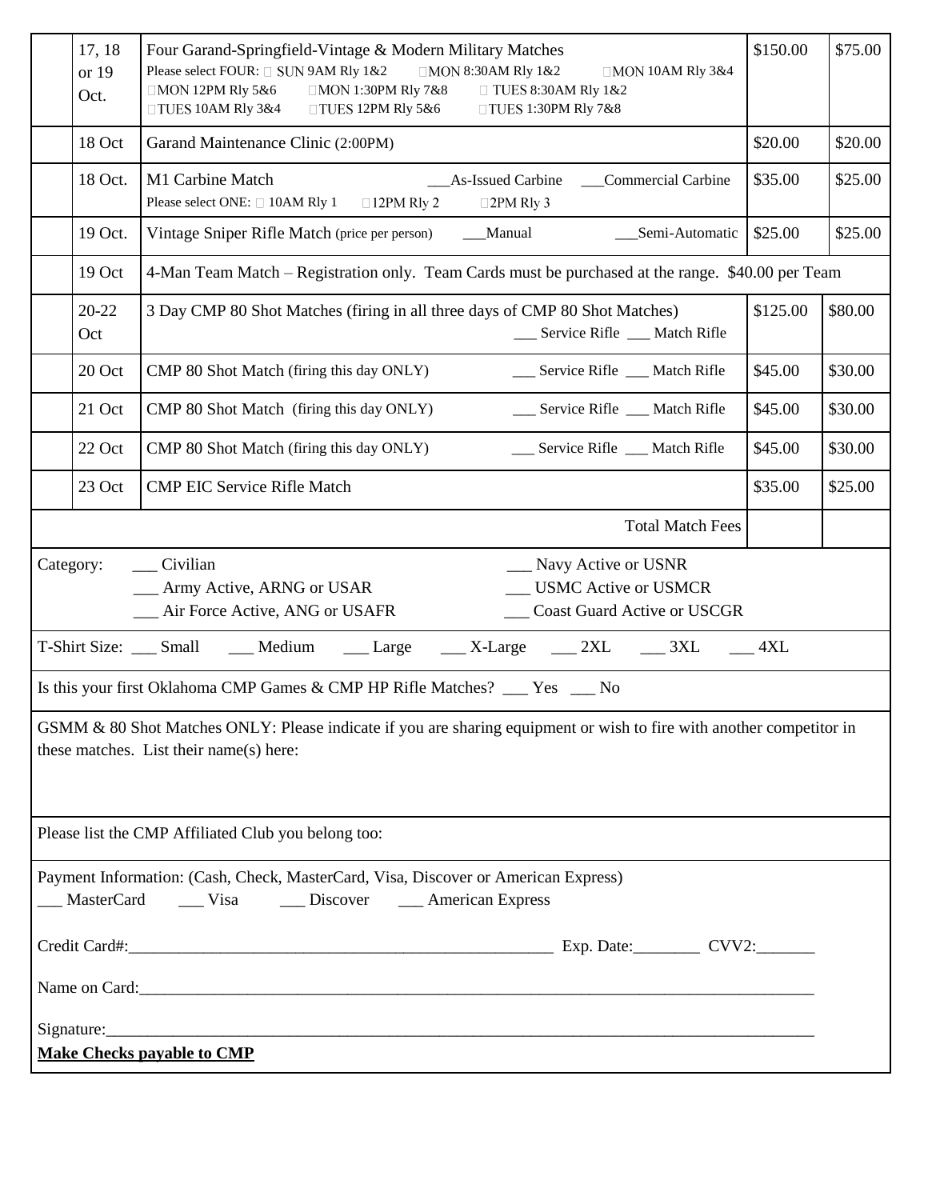| | | | | |
|---|---|---|---|---|
| | 17, 18 or 19 Oct. | Four Garand-Springfield-Vintage & Modern Military Matches<br>Please select FOUR: ☐ SUN 9AM Rly 1&2 ☐MON 8:30AM Rly 1&2 ☐MON 10AM Rly 3&4 ☐MON 12PM Rly 5&6 ☐MON 1:30PM Rly 7&8 ☐ TUES 8:30AM Rly 1&2 ☐TUES 10AM Rly 3&4 ☐TUES 12PM Rly 5&6 ☐TUES 1:30PM Rly 7&8 | $150.00 | $75.00 |
| | 18 Oct | Garand Maintenance Clinic (2:00PM) | $20.00 | $20.00 |
| | 18 Oct. | M1 Carbine Match ___As-Issued Carbine ___Commercial Carbine<br>Please select ONE: ☐ 10AM Rly 1 ☐12PM Rly 2 ☐2PM Rly 3 | $35.00 | $25.00 |
| | 19 Oct. | Vintage Sniper Rifle Match (price per person) ___Manual ___Semi-Automatic | $25.00 | $25.00 |
| | 19 Oct | 4-Man Team Match – Registration only. Team Cards must be purchased at the range. $40.00 per Team | | |
| | 20-22 Oct | 3 Day CMP 80 Shot Matches (firing in all three days of CMP 80 Shot Matches)<br>___ Service Rifle ___ Match Rifle | $125.00 | $80.00 |
| | 20 Oct | CMP 80 Shot Match (firing this day ONLY) ___ Service Rifle ___ Match Rifle | $45.00 | $30.00 |
| | 21 Oct | CMP 80 Shot Match (firing this day ONLY) ___ Service Rifle ___ Match Rifle | $45.00 | $30.00 |
| | 22 Oct | CMP 80 Shot Match (firing this day ONLY) ___ Service Rifle ___ Match Rifle | $45.00 | $30.00 |
| | 23 Oct | CMP EIC Service Rifle Match | $35.00 | $25.00 |
| | | Total Match Fees | | |

Category: ___ Civilian ___ Navy Active or USNR
___ Army Active, ARNG or USAR ___ USMC Active or USMCR
___ Air Force Active, ANG or USAFR ___ Coast Guard Active or USCGR

T-Shirt Size: ___ Small ___ Medium ___ Large ___ X-Large ___ 2XL ___ 3XL ___ 4XL

Is this your first Oklahoma CMP Games & CMP HP Rifle Matches? ___ Yes ___ No

GSMM & 80 Shot Matches ONLY: Please indicate if you are sharing equipment or wish to fire with another competitor in these matches. List their name(s) here:

Please list the CMP Affiliated Club you belong too:

Payment Information: (Cash, Check, MasterCard, Visa, Discover or American Express)
___ MasterCard ___ Visa ___ Discover ___ American Express

Credit Card#:____________________________________________________ Exp. Date:________ CVV2:_______

Name on Card:_____________________________________________________________________________________

Signature:_________________________________________________________________________________________

**Make Checks payable to CMP**